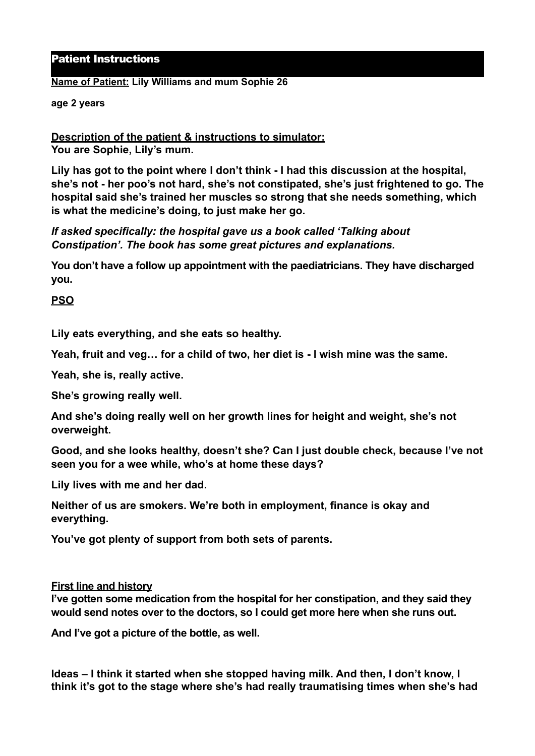## Patient Instructions

**<u>Name of Patient:</u> Lily Williams and mum Sophie 26**

**age 2 years**

**<u>Description of the patient & instructions to simulator:</u>**
**You are Sophie, Lily's mum.**

**Lily has got to the point where I don't think - I had this discussion at the hospital, she's not - her poo's not hard, she's not constipated, she's just frightened to go. The hospital said she's trained her muscles so strong that she needs something, which is what the medicine's doing, to just make her go.**

***If asked specifically: the hospital gave us a book called 'Talking about Constipation'. The book has some great pictures and explanations.***

**You don't have a follow up appointment with the paediatricians. They have discharged you.**

**<u>PSO</u>**

**Lily eats everything, and she eats so healthy.**

**Yeah, fruit and veg… for a child of two, her diet is - I wish mine was the same.**

**Yeah, she is, really active.**

**She's growing really well.**

**And she's doing really well on her growth lines for height and weight, she's not overweight.**

**Good, and she looks healthy, doesn't she? Can I just double check, because I've not seen you for a wee while, who's at home these days?**

**Lily lives with me and her dad.**

**Neither of us are smokers. We're both in employment, finance is okay and everything.**

**You've got plenty of support from both sets of parents.**

<u>First line and history</u>
**I've gotten some medication from the hospital for her constipation, and they said they would send notes over to the doctors, so I could get more here when she runs out.**

**And I've got a picture of the bottle, as well.**

**Ideas – I think it started when she stopped having milk. And then, I don't know, I think it's got to the stage where she's had really traumatising times when she's had**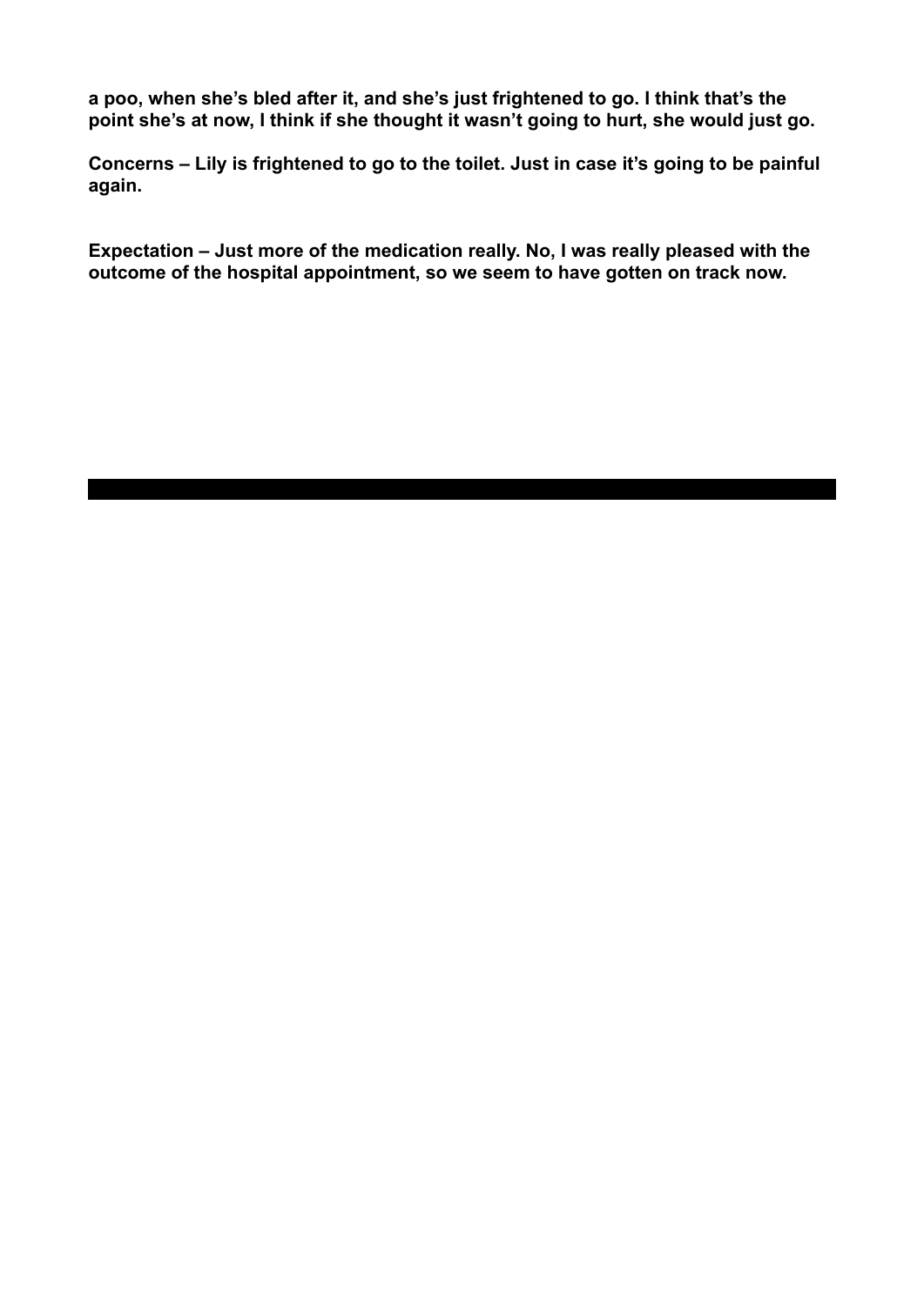**a poo, when she's bled after it, and she's just frightened to go. I think that's the point she's at now, I think if she thought it wasn't going to hurt, she would just go.**

**Concerns – Lily is frightened to go to the toilet. Just in case it's going to be painful again.**

**Expectation – Just more of the medication really. No, I was really pleased with the outcome of the hospital appointment, so we seem to have gotten on track now.**